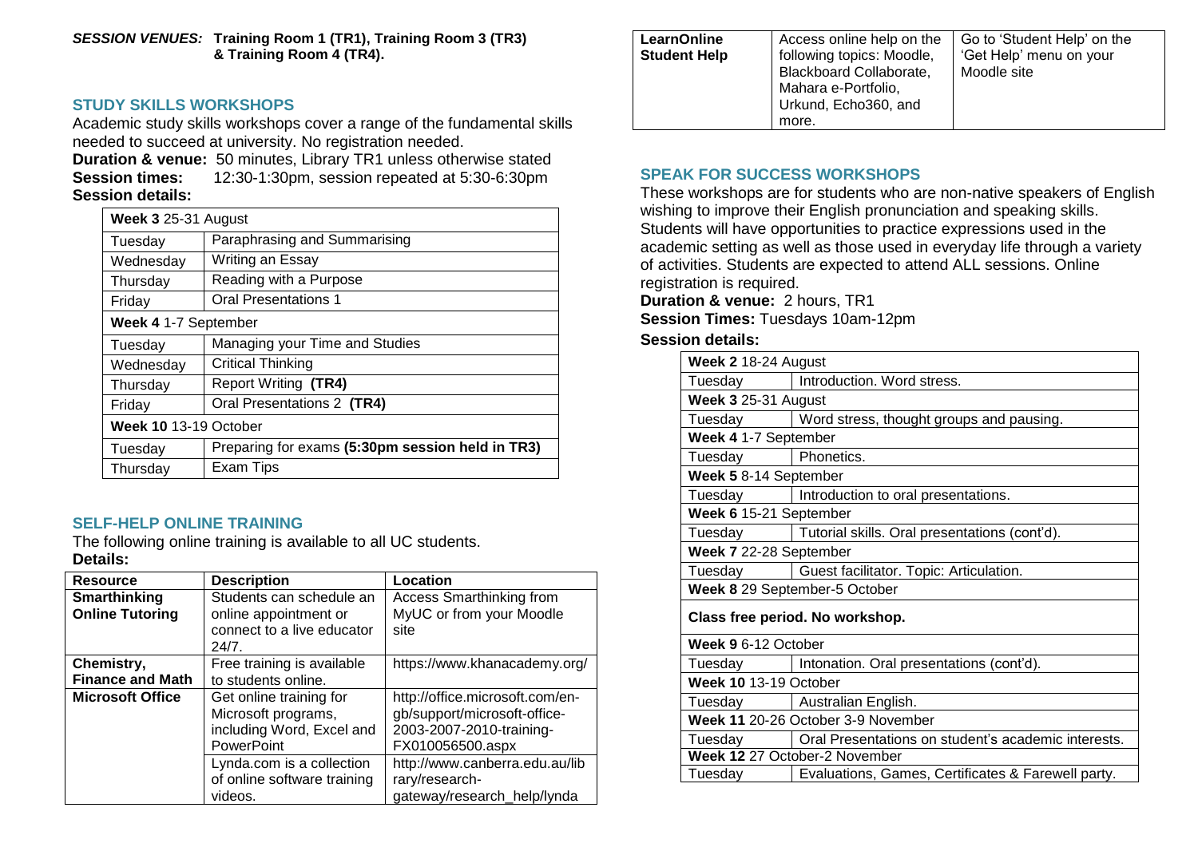***SESSION VENUES:*** **Training Room 1 (TR1), Training Room 3 (TR3) & Training Room 4 (TR4).**

## STUDY SKILLS WORKSHOPS

Academic study skills workshops cover a range of the fundamental skills needed to succeed at university. No registration needed.

**Duration & venue:** 50 minutes, Library TR1 unless otherwise stated
**Session times:** 12:30-1:30pm, session repeated at 5:30-6:30pm
**Session details:**

| **Week 3** 25-31 August | |
|---|---|
| Tuesday | Paraphrasing and Summarising |
| Wednesday | Writing an Essay |
| Thursday | Reading with a Purpose |
| Friday | Oral Presentations 1 |
| **Week 4** 1-7 September | |
| Tuesday | Managing your Time and Studies |
| Wednesday | Critical Thinking |
| Thursday | Report Writing **(TR4)** |
| Friday | Oral Presentations 2 **(TR4)** |
| **Week 10** 13-19 October | |
| Tuesday | Preparing for exams **(5:30pm session held in TR3)** |
| Thursday | Exam Tips |

## SELF-HELP ONLINE TRAINING

The following online training is available to all UC students.
**Details:**

| **Resource** | **Description** | **Location** |
|---|---|---|
| **Smarthinking Online Tutoring** | Students can schedule an online appointment or connect to a live educator 24/7. | Access Smarthinking from MyUC or from your Moodle site |
| **Chemistry, Finance and Math** | Free training is available to students online. | https://www.khanacademy.org/ |
| **Microsoft Office** | Get online training for Microsoft programs, including Word, Excel and PowerPoint | http://office.microsoft.com/en-gb/support/microsoft-office-2003-2007-2010-training-FX010056500.aspx |
| | Lynda.com is a collection of online software training videos. | http://www.canberra.edu.au/library/research-gateway/research_help/lynda |
| **LearnOnline Student Help** | Access online help on the following topics: Moodle, Blackboard Collaborate, Mahara e-Portfolio, Urkund, Echo360, and more. | Go to 'Student Help' on the 'Get Help' menu on your Moodle site |

## SPEAK FOR SUCCESS WORKSHOPS

These workshops are for students who are non-native speakers of English wishing to improve their English pronunciation and speaking skills. Students will have opportunities to practice expressions used in the academic setting as well as those used in everyday life through a variety of activities. Students are expected to attend ALL sessions. Online registration is required.

**Duration & venue:** 2 hours, TR1
**Session Times:** Tuesdays 10am-12pm
**Session details:**

| **Week 2** 18-24 August | |
|---|---|
| Tuesday | Introduction. Word stress. |
| **Week 3** 25-31 August | |
| Tuesday | Word stress, thought groups and pausing. |
| **Week 4** 1-7 September | |
| Tuesday | Phonetics. |
| **Week 5** 8-14 September | |
| Tuesday | Introduction to oral presentations. |
| **Week 6** 15-21 September | |
| Tuesday | Tutorial skills. Oral presentations (cont'd). |
| **Week 7** 22-28 September | |
| Tuesday | Guest facilitator. Topic: Articulation. |
| **Week 8** 29 September-5 October | |
| **Class free period. No workshop.** | |
| **Week 9** 6-12 October | |
| Tuesday | Intonation. Oral presentations (cont'd). |
| **Week 10** 13-19 October | |
| Tuesday | Australian English. |
| **Week 11** 20-26 October 3-9 November | |
| Tuesday | Oral Presentations on student's academic interests. |
| **Week 12** 27 October-2 November | |
| Tuesday | Evaluations, Games, Certificates & Farewell party. |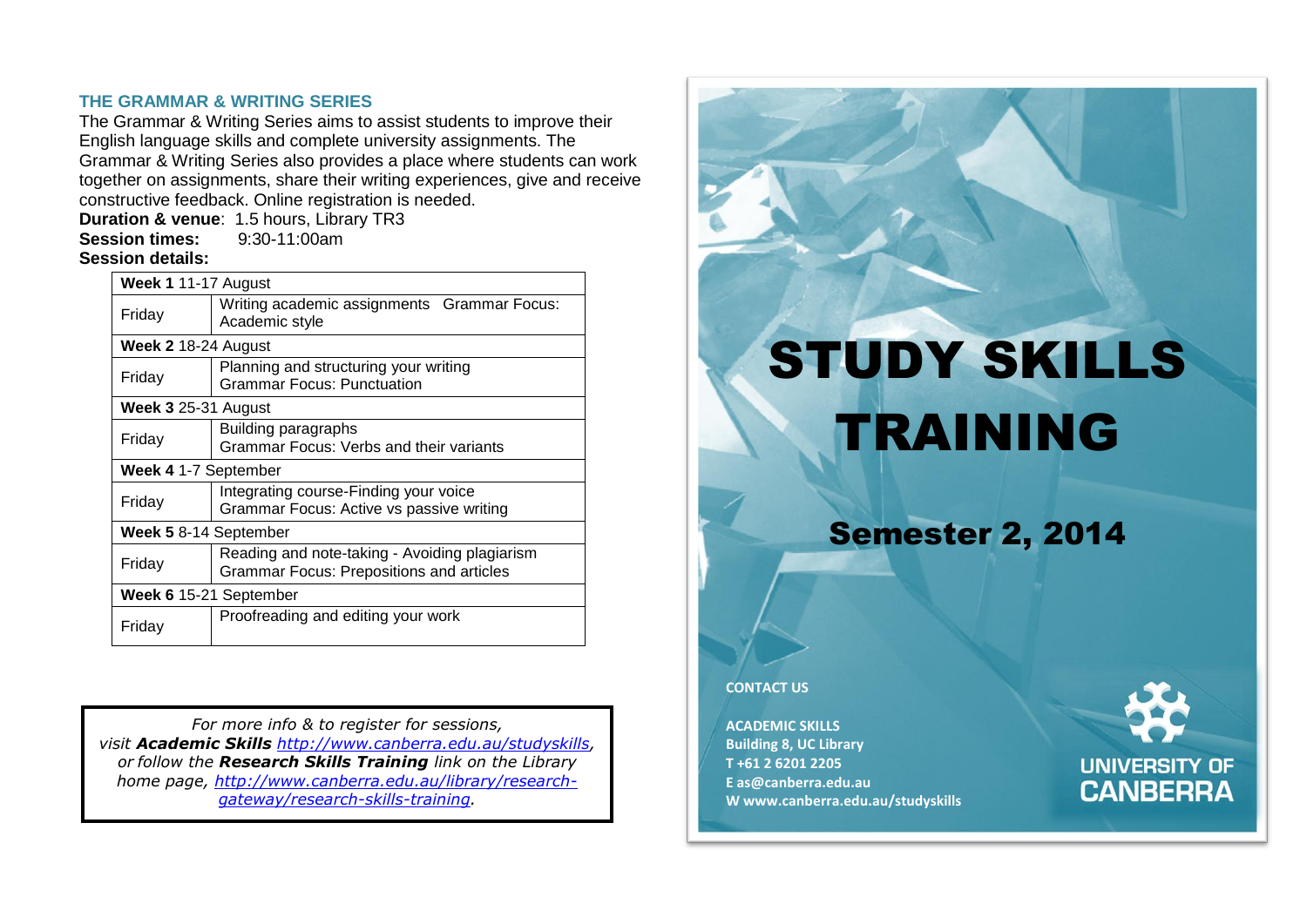## THE GRAMMAR & WRITING SERIES

The Grammar & Writing Series aims to assist students to improve their English language skills and complete university assignments. The Grammar & Writing Series also provides a place where students can work together on assignments, share their writing experiences, give and receive constructive feedback. Online registration is needed.

**Duration & venue**: 1.5 hours, Library TR3
**Session times:** 9:30-11:00am
**Session details:**

| | |
|---|---|
| **Week 1** 11-17 August | |
| Friday | Writing academic assignments Grammar Focus: Academic style |
| **Week 2** 18-24 August | |
| Friday | Planning and structuring your writing<br>Grammar Focus: Punctuation |
| **Week 3** 25-31 August | |
| Friday | Building paragraphs<br>Grammar Focus: Verbs and their variants |
| **Week 4** 1-7 September | |
| Friday | Integrating course-Finding your voice<br>Grammar Focus: Active vs passive writing |
| **Week 5** 8-14 September | |
| Friday | Reading and note-taking - Avoiding plagiarism<br>Grammar Focus: Prepositions and articles |
| **Week 6** 15-21 September | |
| Friday | Proofreading and editing your work |

*For more info & to register for sessions, visit **Academic Skills** http://www.canberra.edu.au/studyskills, or follow the **Research Skills Training** link on the Library home page, http://www.canberra.edu.au/library/research-gateway/research-skills-training.*

# STUDY SKILLS TRAINING

## Semester 2, 2014

**CONTACT US**

**ACADEMIC SKILLS**
**Building 8, UC Library**
**T +61 2 6201 2205**
**E as@canberra.edu.au**
**W www.canberra.edu.au/studyskills**

UNIVERSITY OF CANBERRA